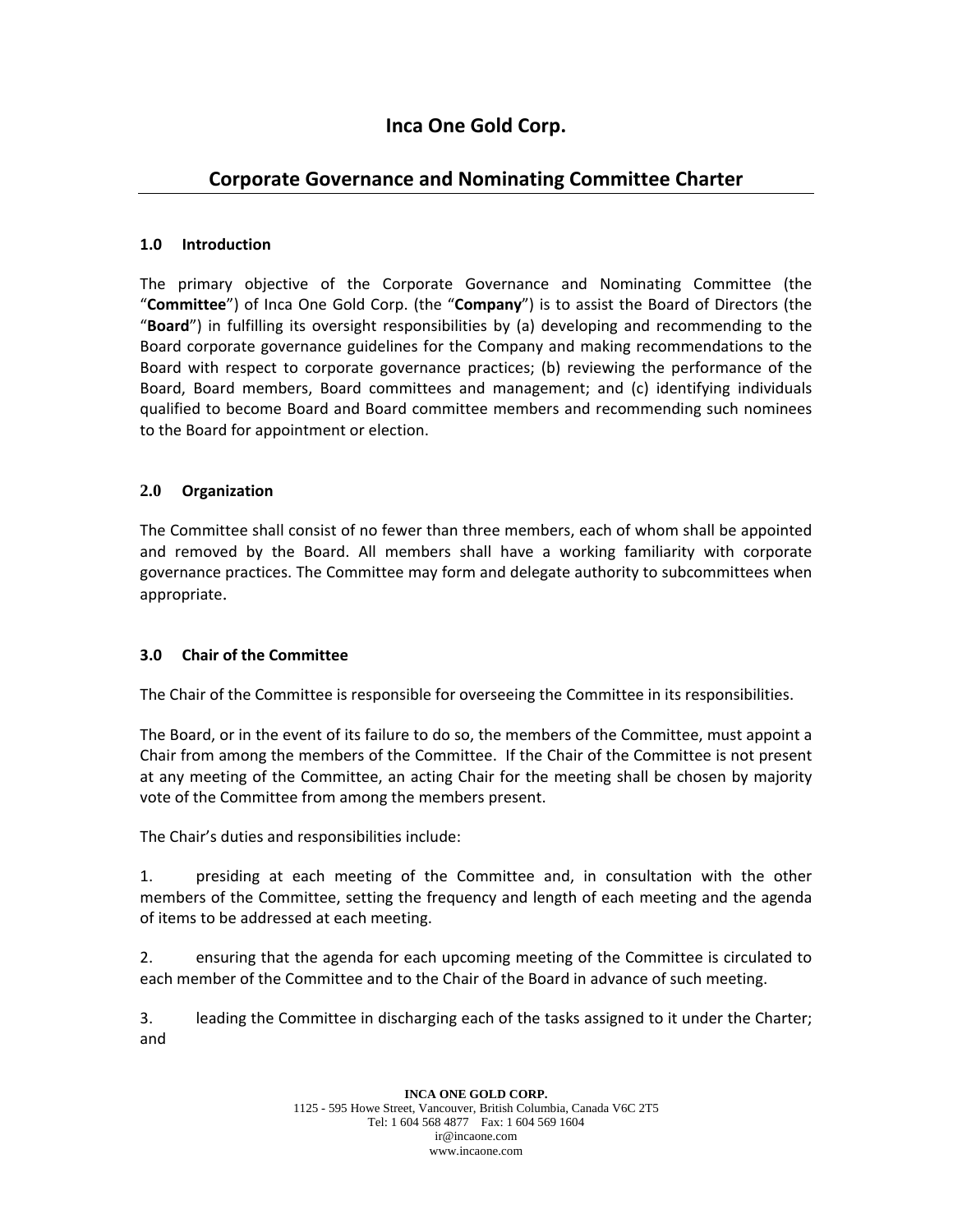# Inca One Gold Corp.

## Corporate Governance and Nominating Committee Charter

### 1.0 Introduction

The primary objective of the Corporate Governance and Nominating Committee (the "**Committee**") of Inca One Gold Corp. (the "**Company**") is to assist the Board of Directors (the "**Board**") in fulfilling its oversight responsibilities by (a) developing and recommending to the Board corporate governance guidelines for the Company and making recommendations to the Board with respect to corporate governance practices; (b) reviewing the performance of the Board, Board members, Board committees and management; and (c) identifying individuals qualified to become Board and Board committee members and recommending such nominees to the Board for appointment or election.

### 2.0 Organization

The Committee shall consist of no fewer than three members, each of whom shall be appointed and removed by the Board. All members shall have a working familiarity with corporate governance practices. The Committee may form and delegate authority to subcommittees when appropriate.

### 3.0 Chair of the Committee

The Chair of the Committee is responsible for overseeing the Committee in its responsibilities.

The Board, or in the event of its failure to do so, the members of the Committee, must appoint a Chair from among the members of the Committee. If the Chair of the Committee is not present at any meeting of the Committee, an acting Chair for the meeting shall be chosen by majority vote of the Committee from among the members present.

The Chair's duties and responsibilities include:

1. presiding at each meeting of the Committee and, in consultation with the other members of the Committee, setting the frequency and length of each meeting and the agenda of items to be addressed at each meeting.

2. ensuring that the agenda for each upcoming meeting of the Committee is circulated to each member of the Committee and to the Chair of the Board in advance of such meeting.

3. leading the Committee in discharging each of the tasks assigned to it under the Charter; and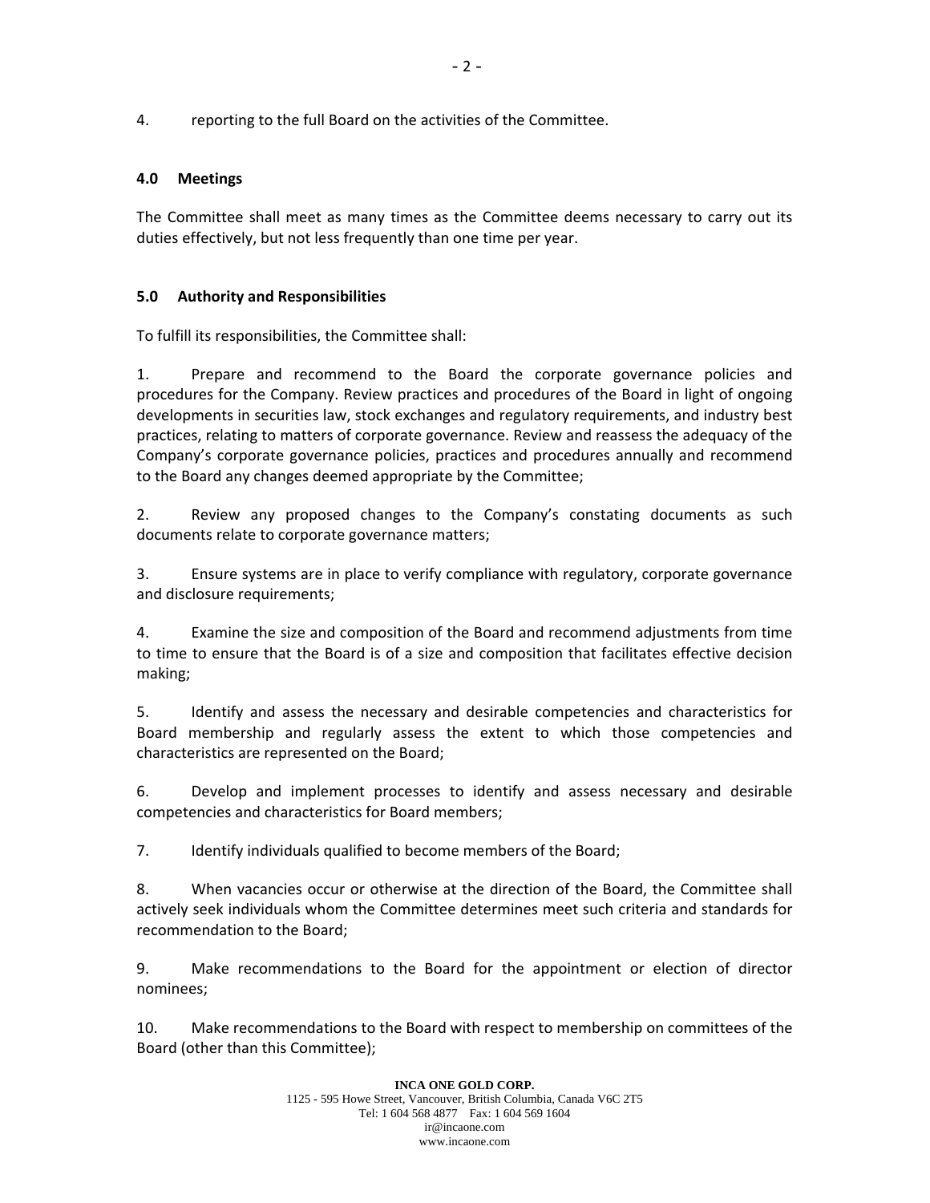4. reporting to the full Board on the activities of the Committee.

## 4.0 Meetings

The Committee shall meet as many times as the Committee deems necessary to carry out its duties effectively, but not less frequently than one time per year.

## 5.0 Authority and Responsibilities

To fulfill its responsibilities, the Committee shall:

1. Prepare and recommend to the Board the corporate governance policies and procedures for the Company. Review practices and procedures of the Board in light of ongoing developments in securities law, stock exchanges and regulatory requirements, and industry best practices, relating to matters of corporate governance. Review and reassess the adequacy of the Company's corporate governance policies, practices and procedures annually and recommend to the Board any changes deemed appropriate by the Committee;

2. Review any proposed changes to the Company's constating documents as such documents relate to corporate governance matters;

3. Ensure systems are in place to verify compliance with regulatory, corporate governance and disclosure requirements;

4. Examine the size and composition of the Board and recommend adjustments from time to time to ensure that the Board is of a size and composition that facilitates effective decision making;

5. Identify and assess the necessary and desirable competencies and characteristics for Board membership and regularly assess the extent to which those competencies and characteristics are represented on the Board;

6. Develop and implement processes to identify and assess necessary and desirable competencies and characteristics for Board members;

7. Identify individuals qualified to become members of the Board;

8. When vacancies occur or otherwise at the direction of the Board, the Committee shall actively seek individuals whom the Committee determines meet such criteria and standards for recommendation to the Board;

9. Make recommendations to the Board for the appointment or election of director nominees;

10. Make recommendations to the Board with respect to membership on committees of the Board (other than this Committee);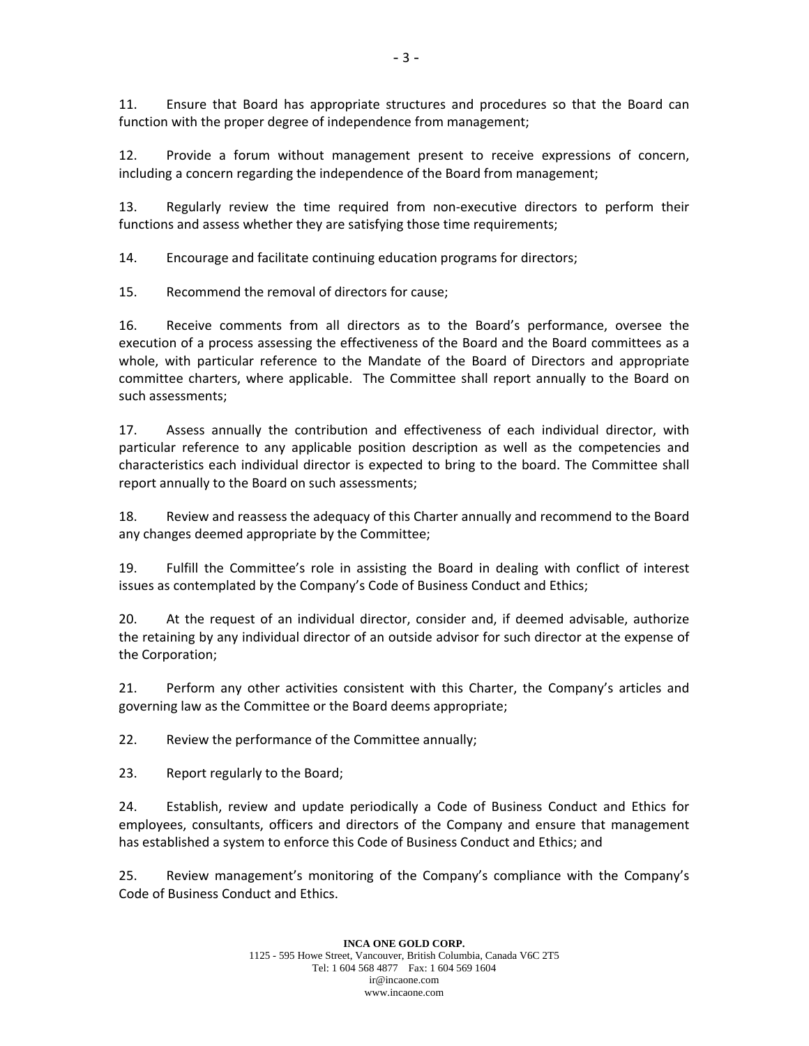11. Ensure that Board has appropriate structures and procedures so that the Board can function with the proper degree of independence from management;

12. Provide a forum without management present to receive expressions of concern, including a concern regarding the independence of the Board from management;

13. Regularly review the time required from non-executive directors to perform their functions and assess whether they are satisfying those time requirements;

14. Encourage and facilitate continuing education programs for directors;

15. Recommend the removal of directors for cause;

16. Receive comments from all directors as to the Board's performance, oversee the execution of a process assessing the effectiveness of the Board and the Board committees as a whole, with particular reference to the Mandate of the Board of Directors and appropriate committee charters, where applicable. The Committee shall report annually to the Board on such assessments;

17. Assess annually the contribution and effectiveness of each individual director, with particular reference to any applicable position description as well as the competencies and characteristics each individual director is expected to bring to the board. The Committee shall report annually to the Board on such assessments;

18. Review and reassess the adequacy of this Charter annually and recommend to the Board any changes deemed appropriate by the Committee;

19. Fulfill the Committee's role in assisting the Board in dealing with conflict of interest issues as contemplated by the Company's Code of Business Conduct and Ethics;

20. At the request of an individual director, consider and, if deemed advisable, authorize the retaining by any individual director of an outside advisor for such director at the expense of the Corporation;

21. Perform any other activities consistent with this Charter, the Company's articles and governing law as the Committee or the Board deems appropriate;

22. Review the performance of the Committee annually;

23. Report regularly to the Board;

24. Establish, review and update periodically a Code of Business Conduct and Ethics for employees, consultants, officers and directors of the Company and ensure that management has established a system to enforce this Code of Business Conduct and Ethics; and

25. Review management's monitoring of the Company's compliance with the Company's Code of Business Conduct and Ethics.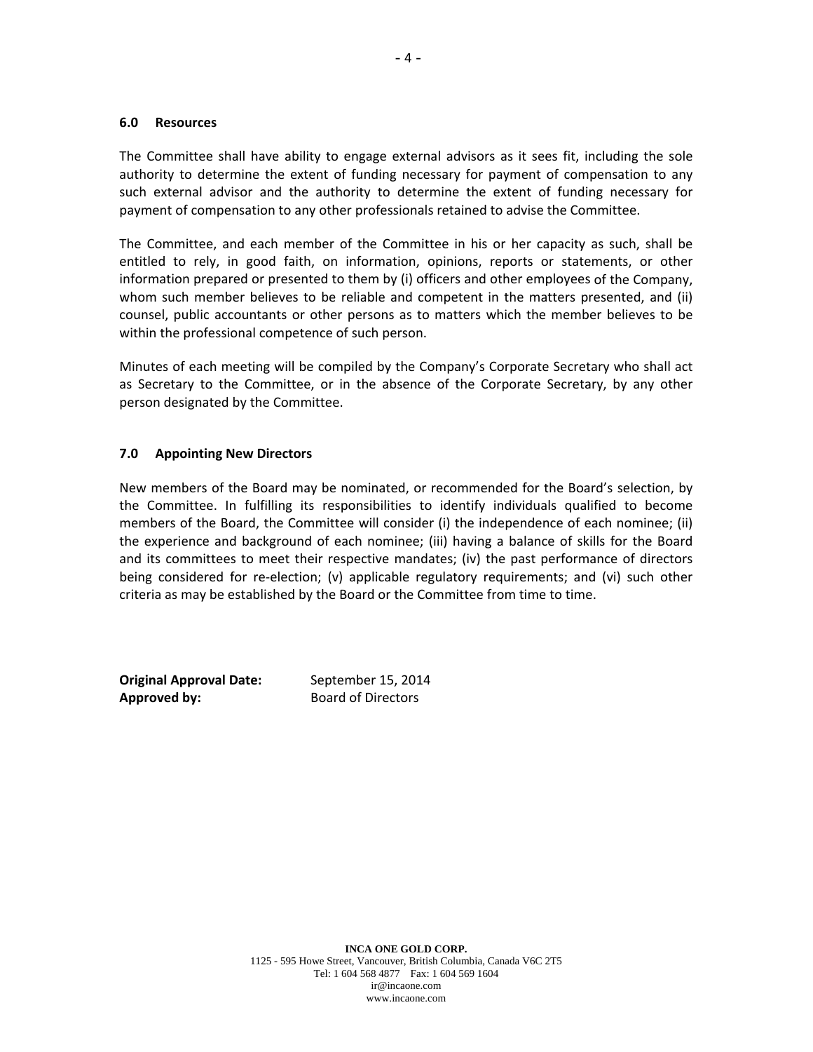### 6.0 Resources

The Committee shall have ability to engage external advisors as it sees fit, including the sole authority to determine the extent of funding necessary for payment of compensation to any such external advisor and the authority to determine the extent of funding necessary for payment of compensation to any other professionals retained to advise the Committee.

The Committee, and each member of the Committee in his or her capacity as such, shall be entitled to rely, in good faith, on information, opinions, reports or statements, or other information prepared or presented to them by (i) officers and other employees of the Company, whom such member believes to be reliable and competent in the matters presented, and (ii) counsel, public accountants or other persons as to matters which the member believes to be within the professional competence of such person.

Minutes of each meeting will be compiled by the Company's Corporate Secretary who shall act as Secretary to the Committee, or in the absence of the Corporate Secretary, by any other person designated by the Committee.

### 7.0 Appointing New Directors

New members of the Board may be nominated, or recommended for the Board's selection, by the Committee. In fulfilling its responsibilities to identify individuals qualified to become members of the Board, the Committee will consider (i) the independence of each nominee; (ii) the experience and background of each nominee; (iii) having a balance of skills for the Board and its committees to meet their respective mandates; (iv) the past performance of directors being considered for re-election; (v) applicable regulatory requirements; and (vi) such other criteria as may be established by the Board or the Committee from time to time.

**Original Approval Date:** September 15, 2014
**Approved by:** Board of Directors

**INCA ONE GOLD CORP.**
1125 - 595 Howe Street, Vancouver, British Columbia, Canada V6C 2T5
Tel: 1 604 568 4877 Fax: 1 604 569 1604
ir@incaone.com
www.incaone.com